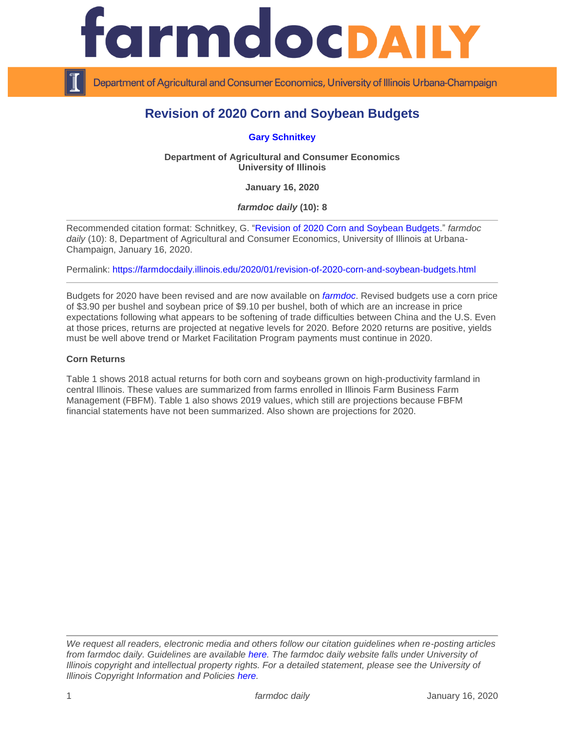# Revision of 2020 Corn and Soybean Budgets

**Gary Schnitkey**

**Department of Agricultural and Consumer Economics**
**University of Illinois**

**January 16, 2020**

***farmdoc daily* (10): 8**

---

Recommended citation format: Schnitkey, G. "Revision of 2020 Corn and Soybean Budgets." *farmdoc daily* (10): 8, Department of Agricultural and Consumer Economics, University of Illinois at Urbana-Champaign, January 16, 2020.

Permalink: https://farmdocdaily.illinois.edu/2020/01/revision-of-2020-corn-and-soybean-budgets.html

---

Budgets for 2020 have been revised and are now available on *farmdoc*. Revised budgets use a corn price of $3.90 per bushel and soybean price of $9.10 per bushel, both of which are an increase in price expectations following what appears to be softening of trade difficulties between China and the U.S. Even at those prices, returns are projected at negative levels for 2020. Before 2020 returns are positive, yields must be well above trend or Market Facilitation Program payments must continue in 2020.

**Corn Returns**

Table 1 shows 2018 actual returns for both corn and soybeans grown on high-productivity farmland in central Illinois. These values are summarized from farms enrolled in Illinois Farm Business Farm Management (FBFM). Table 1 also shows 2019 values, which still are projections because FBFM financial statements have not been summarized. Also shown are projections for 2020.

---

*We request all readers, electronic media and others follow our citation guidelines when re-posting articles from farmdoc daily. Guidelines are available here. The farmdoc daily website falls under University of Illinois copyright and intellectual property rights. For a detailed statement, please see the University of Illinois Copyright Information and Policies here.*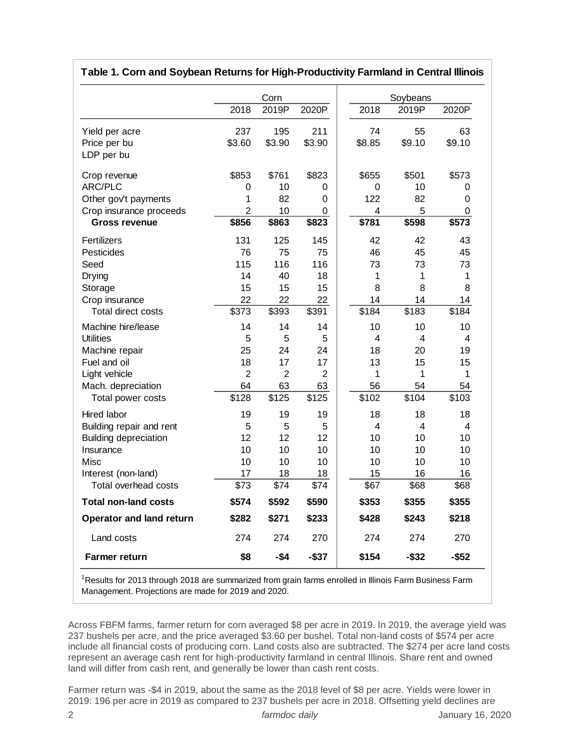**Table 1. Corn and Soybean Returns for High-Productivity Farmland in Central Illinois**

| | Corn | | | Soybeans | | |
|---|---|---|---|---|---|---|
| | 2018 | 2019P | 2020P | 2018 | 2019P | 2020P |
| Yield per acre | 237 | 195 | 211 | 74 | 55 | 63 |
| Price per bu | $3.60 | $3.90 | $3.90 | $8.85 | $9.10 | $9.10 |
| LDP per bu | | | | | | |
| Crop revenue | $853 | $761 | $823 | $655 | $501 | $573 |
| ARC/PLC | 0 | 10 | 0 | 0 | 10 | 0 |
| Other gov't payments | 1 | 82 | 0 | 122 | 82 | 0 |
| Crop insurance proceeds | 2 | 10 | 0 | 4 | 5 | 0 |
| **Gross revenue** | **$856** | **$863** | **$823** | **$781** | **$598** | **$573** |
| Fertilizers | 131 | 125 | 145 | 42 | 42 | 43 |
| Pesticides | 76 | 75 | 75 | 46 | 45 | 45 |
| Seed | 115 | 116 | 116 | 73 | 73 | 73 |
| Drying | 14 | 40 | 18 | 1 | 1 | 1 |
| Storage | 15 | 15 | 15 | 8 | 8 | 8 |
| Crop insurance | 22 | 22 | 22 | 14 | 14 | 14 |
| Total direct costs | $373 | $393 | $391 | $184 | $183 | $184 |
| Machine hire/lease | 14 | 14 | 14 | 10 | 10 | 10 |
| Utilities | 5 | 5 | 5 | 4 | 4 | 4 |
| Machine repair | 25 | 24 | 24 | 18 | 20 | 19 |
| Fuel and oil | 18 | 17 | 17 | 13 | 15 | 15 |
| Light vehicle | 2 | 2 | 2 | 1 | 1 | 1 |
| Mach. depreciation | 64 | 63 | 63 | 56 | 54 | 54 |
| Total power costs | $128 | $125 | $125 | $102 | $104 | $103 |
| Hired labor | 19 | 19 | 19 | 18 | 18 | 18 |
| Building repair and rent | 5 | 5 | 5 | 4 | 4 | 4 |
| Building depreciation | 12 | 12 | 12 | 10 | 10 | 10 |
| Insurance | 10 | 10 | 10 | 10 | 10 | 10 |
| Misc | 10 | 10 | 10 | 10 | 10 | 10 |
| Interest (non-land) | 17 | 18 | 18 | 15 | 16 | 16 |
| Total overhead costs | $73 | $74 | $74 | $67 | $68 | $68 |
| **Total non-land costs** | **$574** | **$592** | **$590** | **$353** | **$355** | **$355** |
| **Operator and land return** | **$282** | **$271** | **$233** | **$428** | **$243** | **$218** |
| Land costs | 274 | 274 | 270 | 274 | 274 | 270 |
| **Farmer return** | **$8** | **-$4** | **-$37** | **$154** | **-$32** | **-$52** |

[1]Results for 2013 through 2018 are summarized from grain farms enrolled in Illinois Farm Business Farm Management. Projections are made for 2019 and 2020.

Across FBFM farms, farmer return for corn averaged $8 per acre in 2019. In 2019, the average yield was 237 bushels per acre, and the price averaged $3.60 per bushel. Total non-land costs of $574 per acre include all financial costs of producing corn. Land costs also are subtracted. The $274 per acre land costs represent an average cash rent for high-productivity farmland in central Illinois. Share rent and owned land will differ from cash rent, and generally be lower than cash rent costs.

Farmer return was -$4 in 2019, about the same as the 2018 level of $8 per acre. Yields were lower in 2019: 196 per acre in 2019 as compared to 237 bushels per acre in 2018. Offsetting yield declines are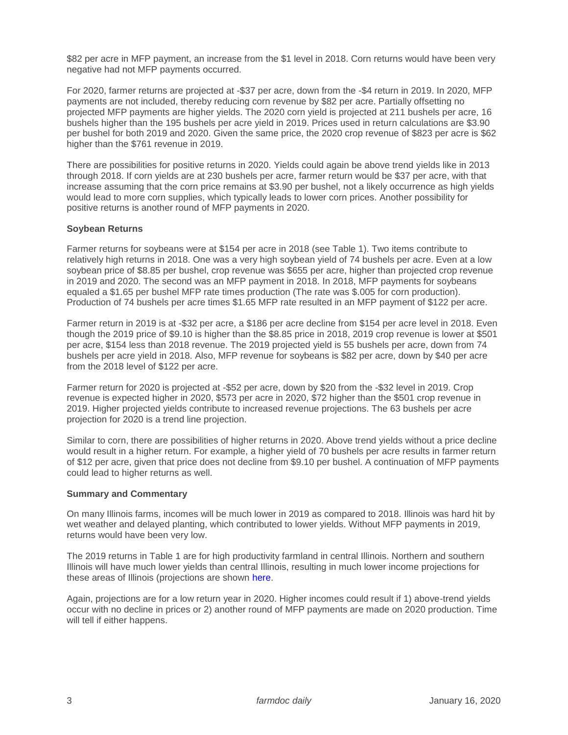$82 per acre in MFP payment, an increase from the $1 level in 2018. Corn returns would have been very negative had not MFP payments occurred.

For 2020, farmer returns are projected at -$37 per acre, down from the -$4 return in 2019. In 2020, MFP payments are not included, thereby reducing corn revenue by $82 per acre. Partially offsetting no projected MFP payments are higher yields. The 2020 corn yield is projected at 211 bushels per acre, 16 bushels higher than the 195 bushels per acre yield in 2019. Prices used in return calculations are $3.90 per bushel for both 2019 and 2020. Given the same price, the 2020 crop revenue of $823 per acre is $62 higher than the $761 revenue in 2019.

There are possibilities for positive returns in 2020. Yields could again be above trend yields like in 2013 through 2018. If corn yields are at 230 bushels per acre, farmer return would be $37 per acre, with that increase assuming that the corn price remains at $3.90 per bushel, not a likely occurrence as high yields would lead to more corn supplies, which typically leads to lower corn prices. Another possibility for positive returns is another round of MFP payments in 2020.

**Soybean Returns**

Farmer returns for soybeans were at $154 per acre in 2018 (see Table 1). Two items contribute to relatively high returns in 2018. One was a very high soybean yield of 74 bushels per acre. Even at a low soybean price of $8.85 per bushel, crop revenue was $655 per acre, higher than projected crop revenue in 2019 and 2020. The second was an MFP payment in 2018. In 2018, MFP payments for soybeans equaled a $1.65 per bushel MFP rate times production (The rate was $.005 for corn production). Production of 74 bushels per acre times $1.65 MFP rate resulted in an MFP payment of $122 per acre.

Farmer return in 2019 is at -$32 per acre, a $186 per acre decline from $154 per acre level in 2018. Even though the 2019 price of $9.10 is higher than the $8.85 price in 2018, 2019 crop revenue is lower at $501 per acre, $154 less than 2018 revenue. The 2019 projected yield is 55 bushels per acre, down from 74 bushels per acre yield in 2018. Also, MFP revenue for soybeans is $82 per acre, down by $40 per acre from the 2018 level of $122 per acre.

Farmer return for 2020 is projected at -$52 per acre, down by $20 from the -$32 level in 2019. Crop revenue is expected higher in 2020, $573 per acre in 2020, $72 higher than the $501 crop revenue in 2019. Higher projected yields contribute to increased revenue projections. The 63 bushels per acre projection for 2020 is a trend line projection.

Similar to corn, there are possibilities of higher returns in 2020. Above trend yields without a price decline would result in a higher return. For example, a higher yield of 70 bushels per acre results in farmer return of $12 per acre, given that price does not decline from $9.10 per bushel. A continuation of MFP payments could lead to higher returns as well.

**Summary and Commentary**

On many Illinois farms, incomes will be much lower in 2019 as compared to 2018. Illinois was hard hit by wet weather and delayed planting, which contributed to lower yields. Without MFP payments in 2019, returns would have been very low.

The 2019 returns in Table 1 are for high productivity farmland in central Illinois. Northern and southern Illinois will have much lower yields than central Illinois, resulting in much lower income projections for these areas of Illinois (projections are shown here.

Again, projections are for a low return year in 2020. Higher incomes could result if 1) above-trend yields occur with no decline in prices or 2) another round of MFP payments are made on 2020 production. Time will tell if either happens.